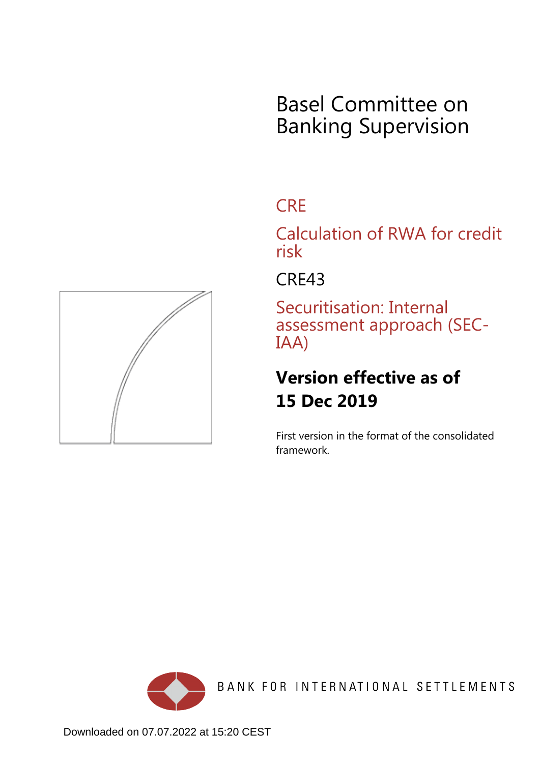# Basel Committee on Banking Supervision

## CRE

## Calculation of RWA for credit risk

## CRE43

## Securitisation: Internal assessment approach (SEC-IAA)

**Version effective as of 15 Dec 2019**

First version in the format of the consolidated framework.

BANK FOR INTERNATIONAL SETTLEMENTS

Downloaded on 07.07.2022 at 15:20 CEST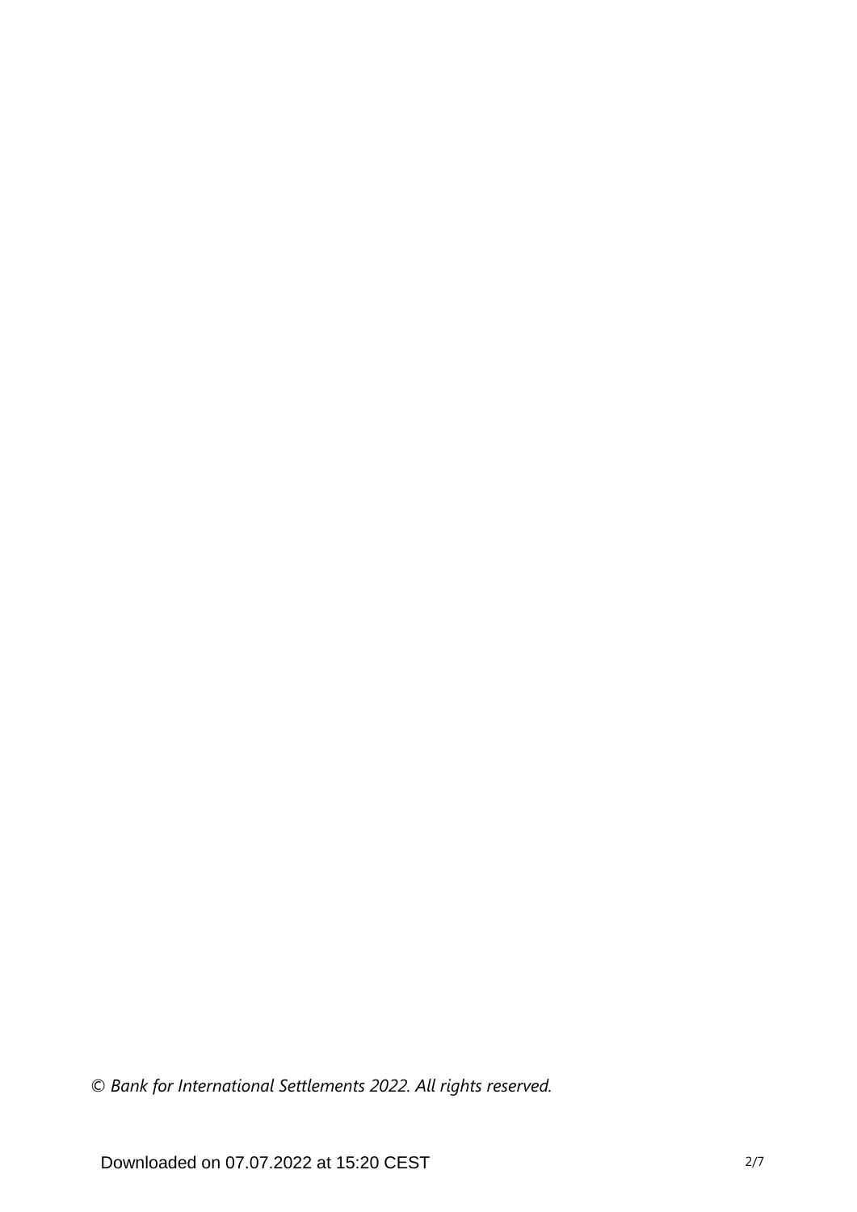*© Bank for International Settlements 2022. All rights reserved.*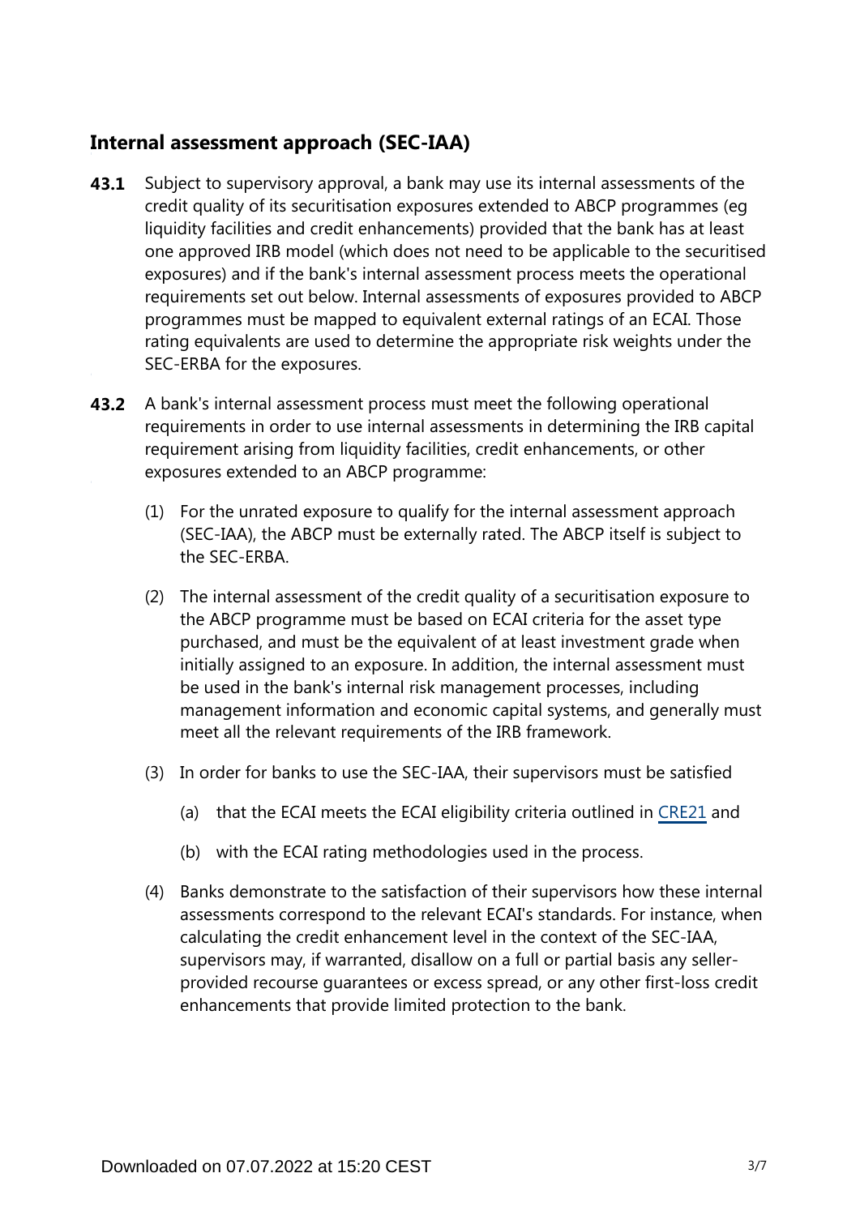## Internal assessment approach (SEC-IAA)

**43.1** Subject to supervisory approval, a bank may use its internal assessments of the credit quality of its securitisation exposures extended to ABCP programmes (eg liquidity facilities and credit enhancements) provided that the bank has at least one approved IRB model (which does not need to be applicable to the securitised exposures) and if the bank's internal assessment process meets the operational requirements set out below. Internal assessments of exposures provided to ABCP programmes must be mapped to equivalent external ratings of an ECAI. Those rating equivalents are used to determine the appropriate risk weights under the SEC-ERBA for the exposures.

**43.2** A bank's internal assessment process must meet the following operational requirements in order to use internal assessments in determining the IRB capital requirement arising from liquidity facilities, credit enhancements, or other exposures extended to an ABCP programme:

(1) For the unrated exposure to qualify for the internal assessment approach (SEC-IAA), the ABCP must be externally rated. The ABCP itself is subject to the SEC-ERBA.

(2) The internal assessment of the credit quality of a securitisation exposure to the ABCP programme must be based on ECAI criteria for the asset type purchased, and must be the equivalent of at least investment grade when initially assigned to an exposure. In addition, the internal assessment must be used in the bank's internal risk management processes, including management information and economic capital systems, and generally must meet all the relevant requirements of the IRB framework.

(3) In order for banks to use the SEC-IAA, their supervisors must be satisfied

(a) that the ECAI meets the ECAI eligibility criteria outlined in CRE21 and

(b) with the ECAI rating methodologies used in the process.

(4) Banks demonstrate to the satisfaction of their supervisors how these internal assessments correspond to the relevant ECAI's standards. For instance, when calculating the credit enhancement level in the context of the SEC-IAA, supervisors may, if warranted, disallow on a full or partial basis any seller-provided recourse guarantees or excess spread, or any other first-loss credit enhancements that provide limited protection to the bank.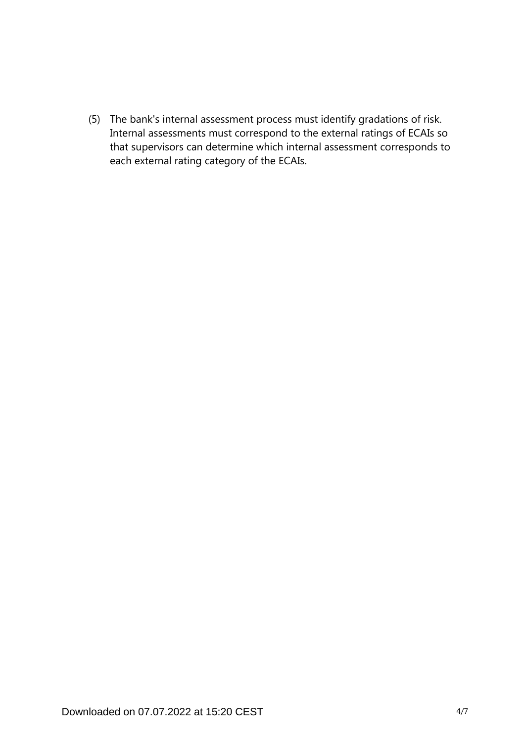(5) The bank's internal assessment process must identify gradations of risk. Internal assessments must correspond to the external ratings of ECAIs so that supervisors can determine which internal assessment corresponds to each external rating category of the ECAIs.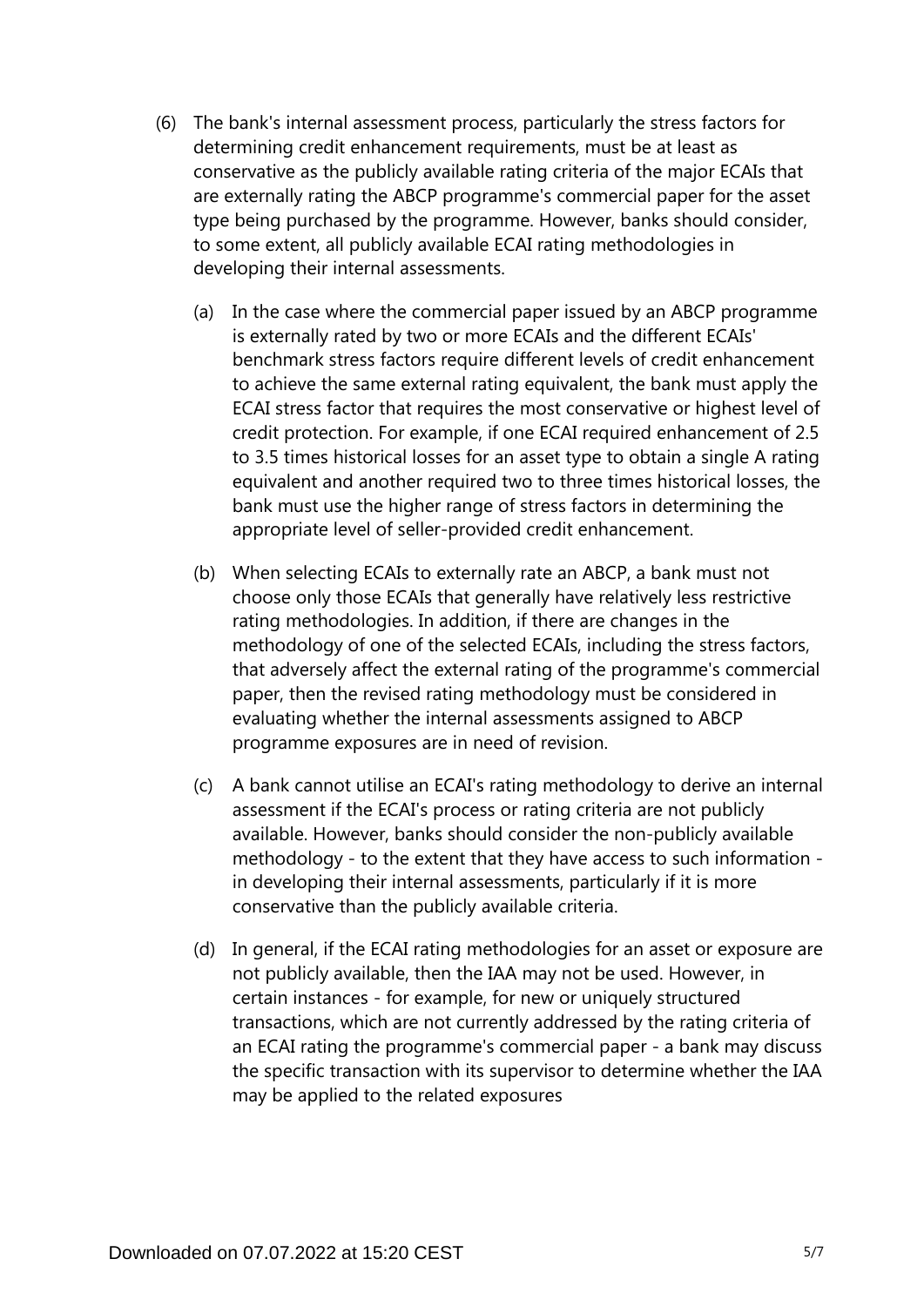(6) The bank's internal assessment process, particularly the stress factors for determining credit enhancement requirements, must be at least as conservative as the publicly available rating criteria of the major ECAIs that are externally rating the ABCP programme's commercial paper for the asset type being purchased by the programme. However, banks should consider, to some extent, all publicly available ECAI rating methodologies in developing their internal assessments.

   (a) In the case where the commercial paper issued by an ABCP programme is externally rated by two or more ECAIs and the different ECAIs' benchmark stress factors require different levels of credit enhancement to achieve the same external rating equivalent, the bank must apply the ECAI stress factor that requires the most conservative or highest level of credit protection. For example, if one ECAI required enhancement of 2.5 to 3.5 times historical losses for an asset type to obtain a single A rating equivalent and another required two to three times historical losses, the bank must use the higher range of stress factors in determining the appropriate level of seller-provided credit enhancement.

   (b) When selecting ECAIs to externally rate an ABCP, a bank must not choose only those ECAIs that generally have relatively less restrictive rating methodologies. In addition, if there are changes in the methodology of one of the selected ECAIs, including the stress factors, that adversely affect the external rating of the programme's commercial paper, then the revised rating methodology must be considered in evaluating whether the internal assessments assigned to ABCP programme exposures are in need of revision.

   (c) A bank cannot utilise an ECAI's rating methodology to derive an internal assessment if the ECAI's process or rating criteria are not publicly available. However, banks should consider the non-publicly available methodology - to the extent that they have access to such information - in developing their internal assessments, particularly if it is more conservative than the publicly available criteria.

   (d) In general, if the ECAI rating methodologies for an asset or exposure are not publicly available, then the IAA may not be used. However, in certain instances - for example, for new or uniquely structured transactions, which are not currently addressed by the rating criteria of an ECAI rating the programme's commercial paper - a bank may discuss the specific transaction with its supervisor to determine whether the IAA may be applied to the related exposures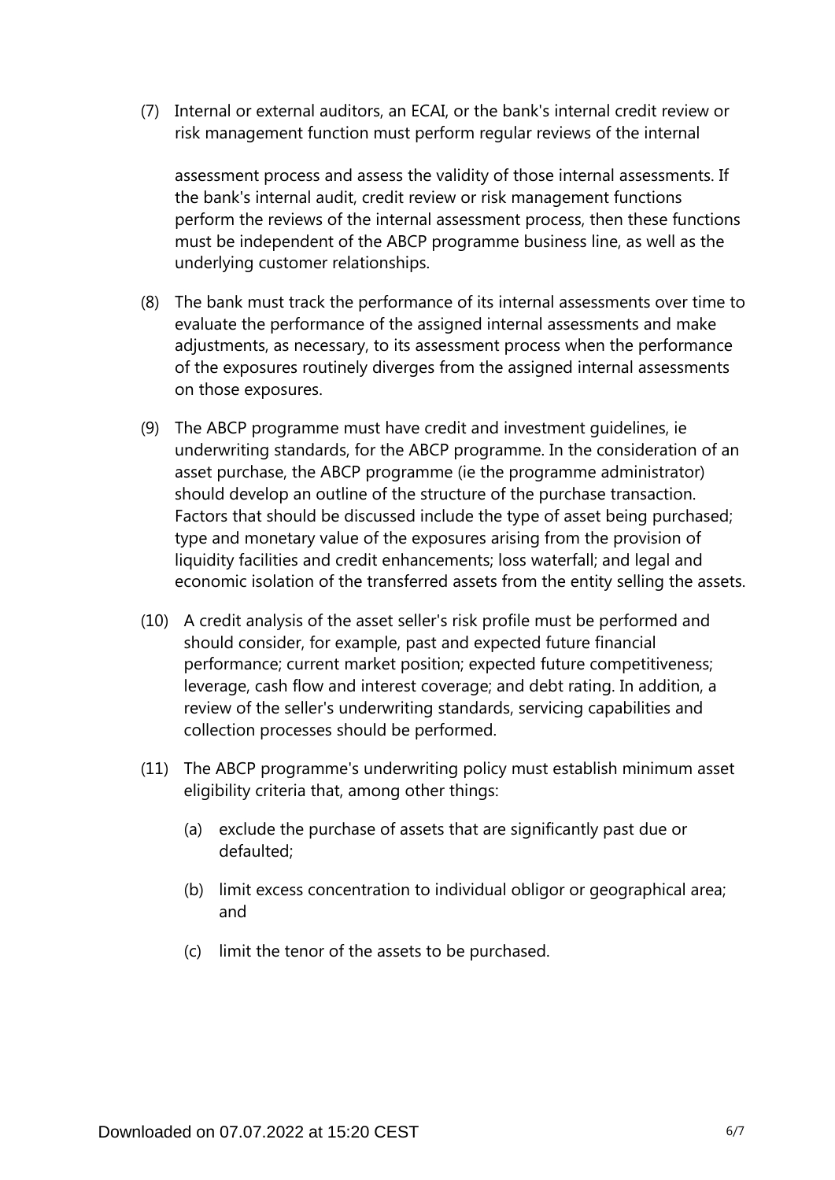(7) Internal or external auditors, an ECAI, or the bank's internal credit review or risk management function must perform regular reviews of the internal assessment process and assess the validity of those internal assessments. If the bank's internal audit, credit review or risk management functions perform the reviews of the internal assessment process, then these functions must be independent of the ABCP programme business line, as well as the underlying customer relationships.

(8) The bank must track the performance of its internal assessments over time to evaluate the performance of the assigned internal assessments and make adjustments, as necessary, to its assessment process when the performance of the exposures routinely diverges from the assigned internal assessments on those exposures.

(9) The ABCP programme must have credit and investment guidelines, ie underwriting standards, for the ABCP programme. In the consideration of an asset purchase, the ABCP programme (ie the programme administrator) should develop an outline of the structure of the purchase transaction. Factors that should be discussed include the type of asset being purchased; type and monetary value of the exposures arising from the provision of liquidity facilities and credit enhancements; loss waterfall; and legal and economic isolation of the transferred assets from the entity selling the assets.

(10) A credit analysis of the asset seller's risk profile must be performed and should consider, for example, past and expected future financial performance; current market position; expected future competitiveness; leverage, cash flow and interest coverage; and debt rating. In addition, a review of the seller's underwriting standards, servicing capabilities and collection processes should be performed.

(11) The ABCP programme's underwriting policy must establish minimum asset eligibility criteria that, among other things:

(a) exclude the purchase of assets that are significantly past due or defaulted;

(b) limit excess concentration to individual obligor or geographical area; and

(c) limit the tenor of the assets to be purchased.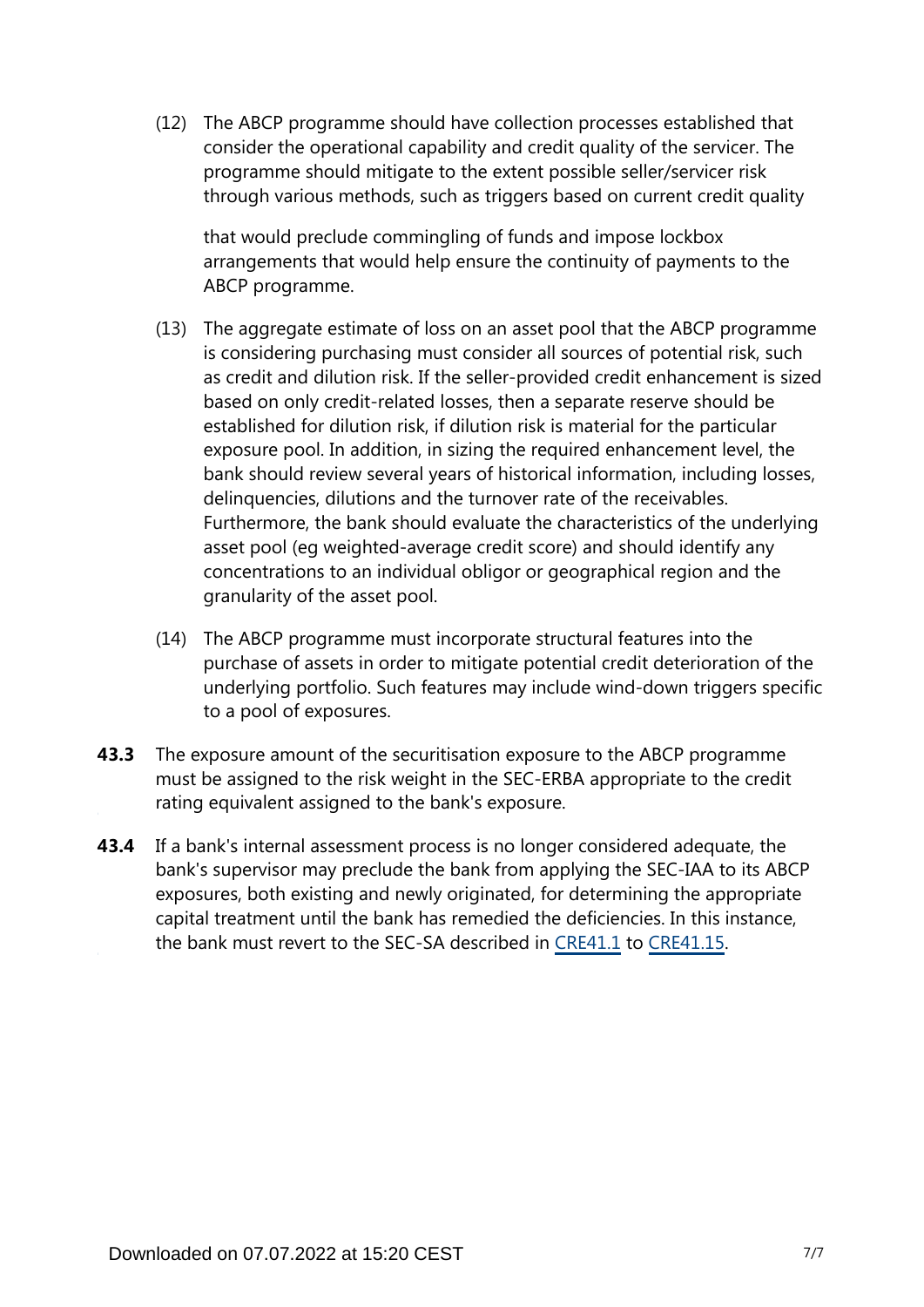(12) The ABCP programme should have collection processes established that consider the operational capability and credit quality of the servicer. The programme should mitigate to the extent possible seller/servicer risk through various methods, such as triggers based on current credit quality that would preclude commingling of funds and impose lockbox arrangements that would help ensure the continuity of payments to the ABCP programme.

(13) The aggregate estimate of loss on an asset pool that the ABCP programme is considering purchasing must consider all sources of potential risk, such as credit and dilution risk. If the seller-provided credit enhancement is sized based on only credit-related losses, then a separate reserve should be established for dilution risk, if dilution risk is material for the particular exposure pool. In addition, in sizing the required enhancement level, the bank should review several years of historical information, including losses, delinquencies, dilutions and the turnover rate of the receivables. Furthermore, the bank should evaluate the characteristics of the underlying asset pool (eg weighted-average credit score) and should identify any concentrations to an individual obligor or geographical region and the granularity of the asset pool.

(14) The ABCP programme must incorporate structural features into the purchase of assets in order to mitigate potential credit deterioration of the underlying portfolio. Such features may include wind-down triggers specific to a pool of exposures.

**43.3** The exposure amount of the securitisation exposure to the ABCP programme must be assigned to the risk weight in the SEC-ERBA appropriate to the credit rating equivalent assigned to the bank's exposure.

**43.4** If a bank's internal assessment process is no longer considered adequate, the bank's supervisor may preclude the bank from applying the SEC-IAA to its ABCP exposures, both existing and newly originated, for determining the appropriate capital treatment until the bank has remedied the deficiencies. In this instance, the bank must revert to the SEC-SA described in CRE41.1 to CRE41.15.